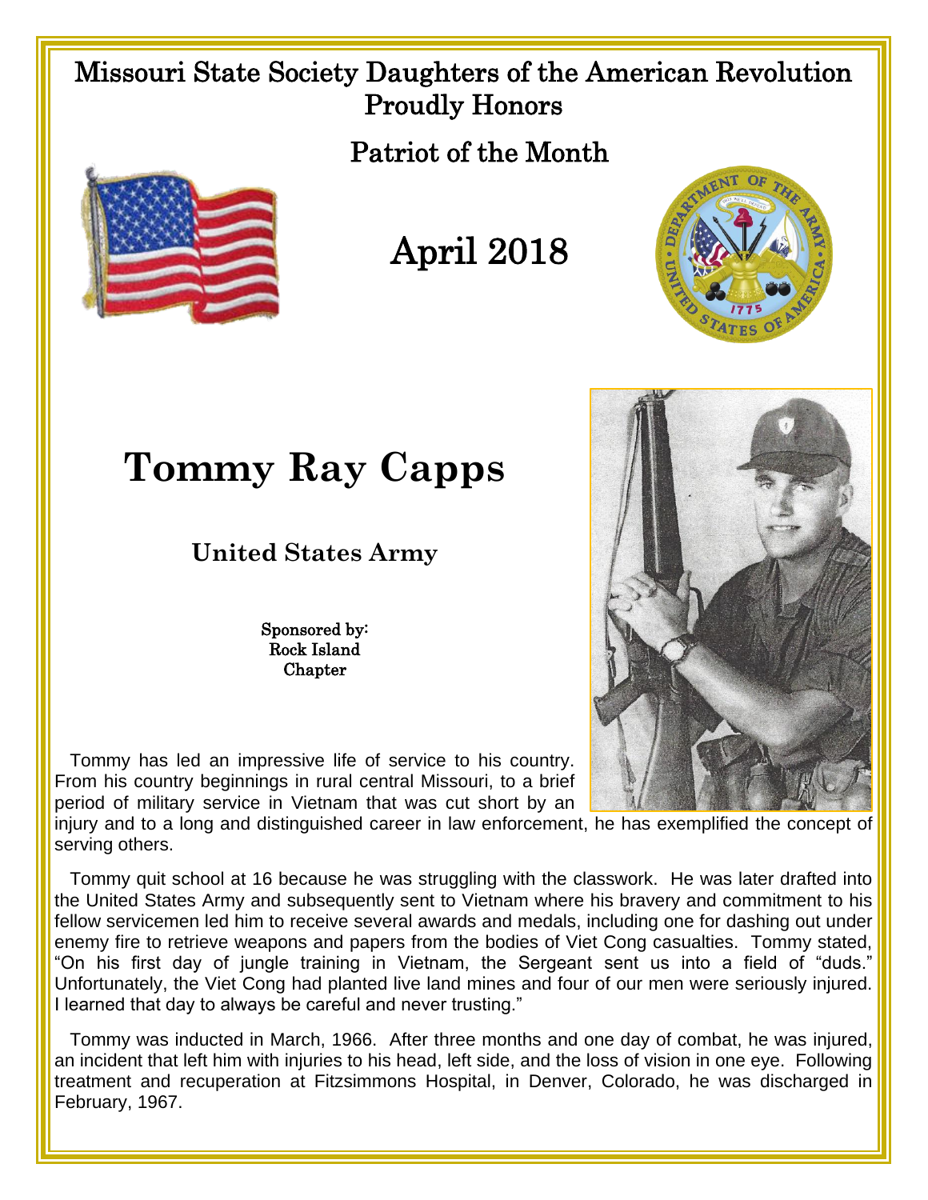Missouri State Society Daughters of the American Revolution
Proudly Honors

Patriot of the Month

April 2018

# Tommy Ray Capps

## United States Army

Sponsored by:
Rock Island
Chapter

Tommy has led an impressive life of service to his country. From his country beginnings in rural central Missouri, to a brief period of military service in Vietnam that was cut short by an injury and to a long and distinguished career in law enforcement, he has exemplified the concept of serving others.

Tommy quit school at 16 because he was struggling with the classwork. He was later drafted into the United States Army and subsequently sent to Vietnam where his bravery and commitment to his fellow servicemen led him to receive several awards and medals, including one for dashing out under enemy fire to retrieve weapons and papers from the bodies of Viet Cong casualties. Tommy stated, "On his first day of jungle training in Vietnam, the Sergeant sent us into a field of "duds." Unfortunately, the Viet Cong had planted live land mines and four of our men were seriously injured. I learned that day to always be careful and never trusting."

Tommy was inducted in March, 1966. After three months and one day of combat, he was injured, an incident that left him with injuries to his head, left side, and the loss of vision in one eye. Following treatment and recuperation at Fitzsimmons Hospital, in Denver, Colorado, he was discharged in February, 1967.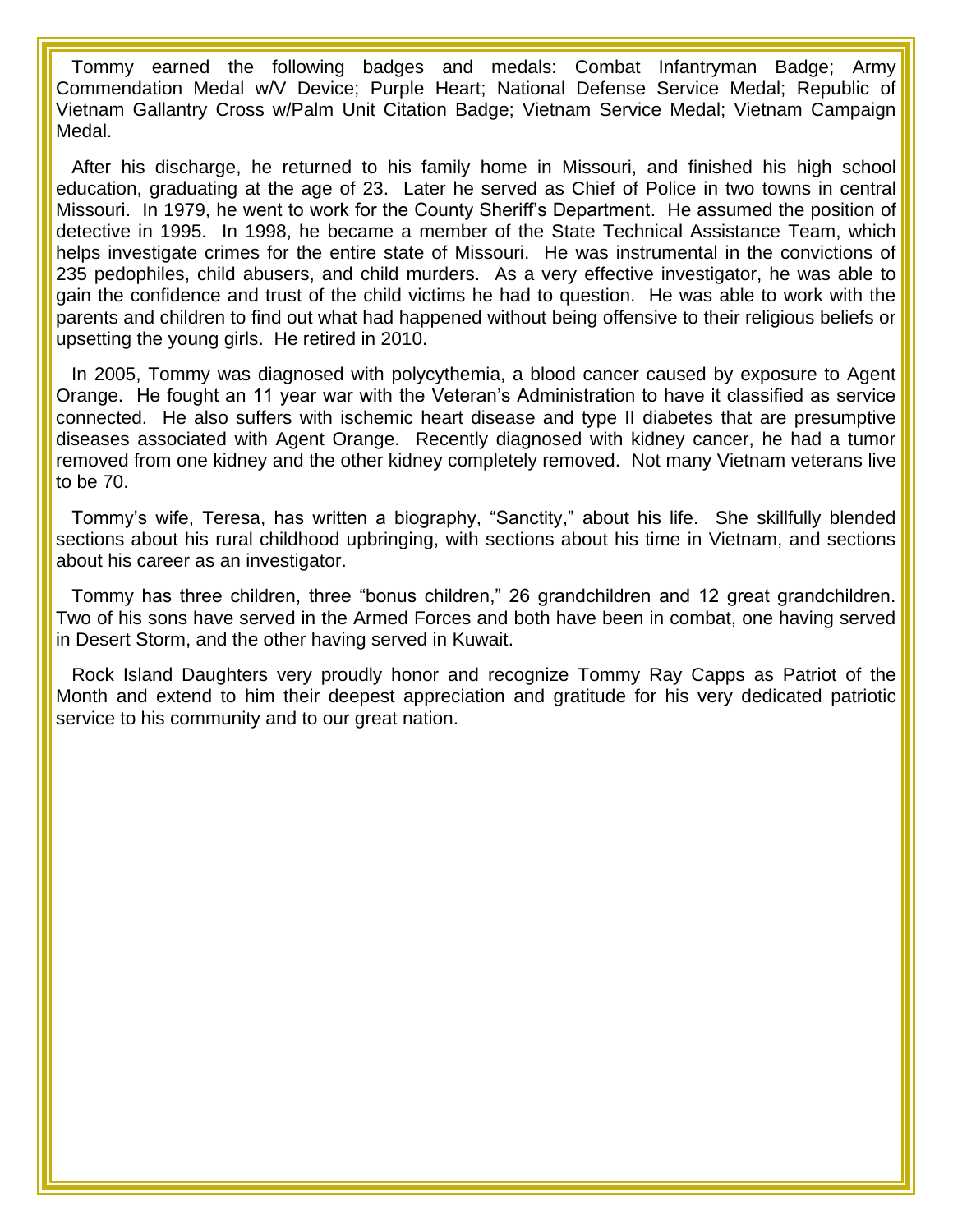Tommy earned the following badges and medals: Combat Infantryman Badge; Army Commendation Medal w/V Device; Purple Heart; National Defense Service Medal; Republic of Vietnam Gallantry Cross w/Palm Unit Citation Badge; Vietnam Service Medal; Vietnam Campaign Medal.

After his discharge, he returned to his family home in Missouri, and finished his high school education, graduating at the age of 23. Later he served as Chief of Police in two towns in central Missouri. In 1979, he went to work for the County Sheriff's Department. He assumed the position of detective in 1995. In 1998, he became a member of the State Technical Assistance Team, which helps investigate crimes for the entire state of Missouri. He was instrumental in the convictions of 235 pedophiles, child abusers, and child murders. As a very effective investigator, he was able to gain the confidence and trust of the child victims he had to question. He was able to work with the parents and children to find out what had happened without being offensive to their religious beliefs or upsetting the young girls. He retired in 2010.

In 2005, Tommy was diagnosed with polycythemia, a blood cancer caused by exposure to Agent Orange. He fought an 11 year war with the Veteran's Administration to have it classified as service connected. He also suffers with ischemic heart disease and type II diabetes that are presumptive diseases associated with Agent Orange. Recently diagnosed with kidney cancer, he had a tumor removed from one kidney and the other kidney completely removed. Not many Vietnam veterans live to be 70.

Tommy's wife, Teresa, has written a biography, "Sanctity," about his life. She skillfully blended sections about his rural childhood upbringing, with sections about his time in Vietnam, and sections about his career as an investigator.

Tommy has three children, three "bonus children," 26 grandchildren and 12 great grandchildren. Two of his sons have served in the Armed Forces and both have been in combat, one having served in Desert Storm, and the other having served in Kuwait.

Rock Island Daughters very proudly honor and recognize Tommy Ray Capps as Patriot of the Month and extend to him their deepest appreciation and gratitude for his very dedicated patriotic service to his community and to our great nation.